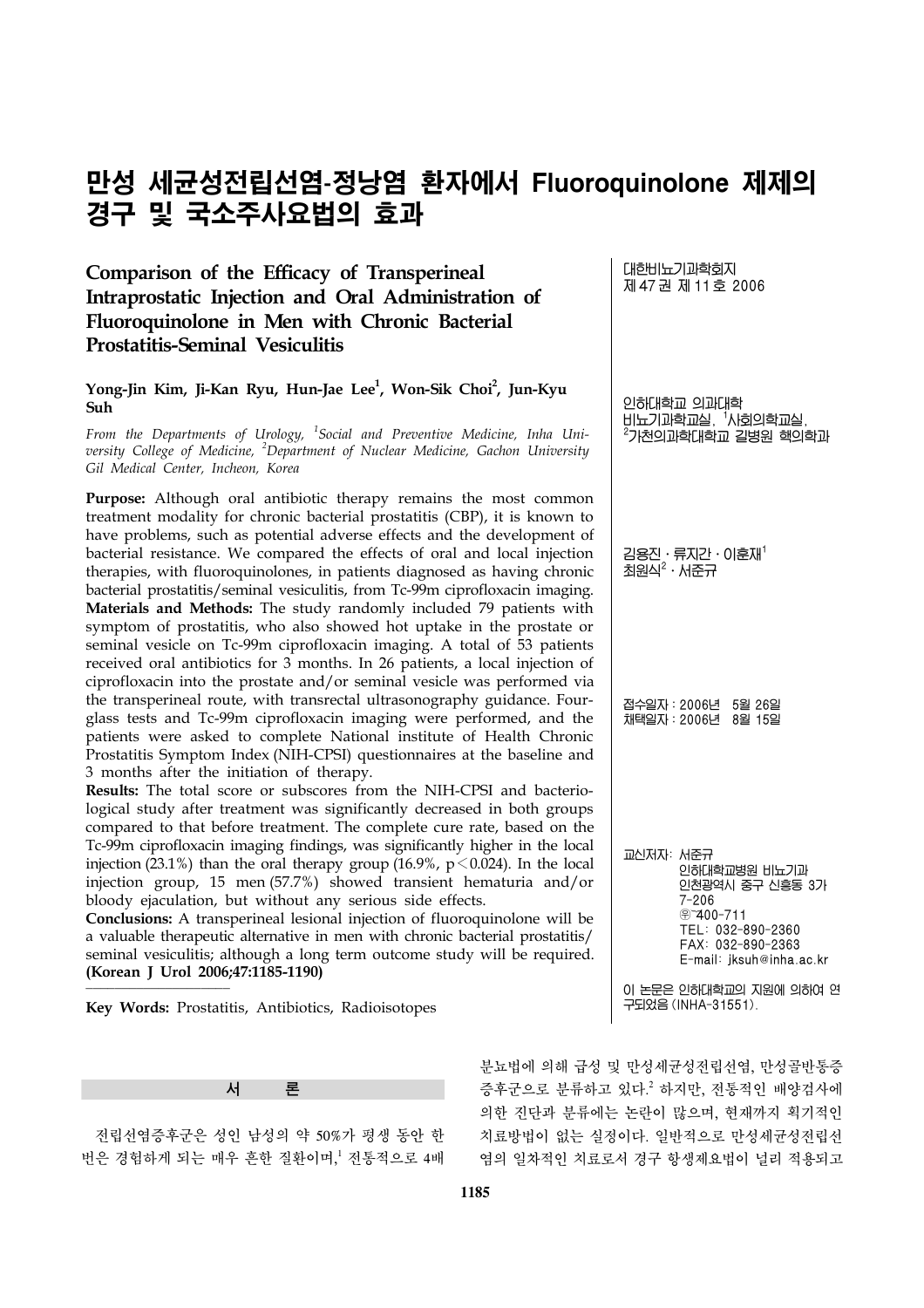# 만성 세균성전립선염-정낭염 환자에서 Fluoroquinolone 제제의 경구 및 국소주사요법의 효과

## Comparison of the Efficacy of Transperineal Intraprostatic Injection and Oral Administration of Fluoroquinolone in Men with Chronic Bacterial Prostatitis-Seminal Vesiculitis

**Yong-Jin Kim, Ji-Kan Ryu, Hun-Jae Lee[1], Won-Sik Choi[2], Jun-Kyu Suh**

*From the Departments of Urology, [1]Social and Preventive Medicine, Inha University College of Medicine, [2]Department of Nuclear Medicine, Gachon University Gil Medical Center, Incheon, Korea*

**Purpose:** Although oral antibiotic therapy remains the most common treatment modality for chronic bacterial prostatitis (CBP), it is known to have problems, such as potential adverse effects and the development of bacterial resistance. We compared the effects of oral and local injection therapies, with fluoroquinolones, in patients diagnosed as having chronic bacterial prostatitis/seminal vesiculitis, from Tc-99m ciprofloxacin imaging.
**Materials and Methods:** The study randomly included 79 patients with symptom of prostatitis, who also showed hot uptake in the prostate or seminal vesicle on Tc-99m ciprofloxacin imaging. A total of 53 patients received oral antibiotics for 3 months. In 26 patients, a local injection of ciprofloxacin into the prostate and/or seminal vesicle was performed via the transperineal route, with transrectal ultrasonography guidance. Four-glass tests and Tc-99m ciprofloxacin imaging were performed, and the patients were asked to complete National institute of Health Chronic Prostatitis Symptom Index (NIH-CPSI) questionnaires at the baseline and 3 months after the initiation of therapy.
**Results:** The total score or subscores from the NIH-CPSI and bacteriological study after treatment was significantly decreased in both groups compared to that before treatment. The complete cure rate, based on the Tc-99m ciprofloxacin imaging findings, was significantly higher in the local injection (23.1%) than the oral therapy group (16.9%, $p < 0.024$). In the local injection group, 15 men (57.7%) showed transient hematuria and/or bloody ejaculation, but without any serious side effects.
**Conclusions:** A transperineal lesional injection of fluoroquinolone will be a valuable therapeutic alternative in men with chronic bacterial prostatitis/seminal vesiculitis; although a long term outcome study will be required. **(Korean J Urol 2006;47:1185-1190)**

**Key Words:** Prostatitis, Antibiotics, Radioisotopes

대한비뇨기과학회지 제 47 권 제 11 호 2006

인하대학교 의과대학 비뇨기과학교실, [1]사회의학교실, [2]가천의과학대학교 길병원 핵의학과

김용진 · 류지간 · 이훈재[1] 최원식[2] · 서준규

접수일자: 2006년 5월 26일
채택일자: 2006년 8월 15일

교신저자: 서준규
인하대학교병원 비뇨기과
인천광역시 중구 신흥동 3가 7-206
㊌ 400-711
TEL: 032-890-2360
FAX: 032-890-2363
E-mail: jksuh@inha.ac.kr

이 논문은 인하대학교의 지원에 의하여 연구되었음 (INHA-31551).

## 서 론

전립선염증후군은 성인 남성의 약 50%가 평생 동안 한 번은 경험하게 되는 매우 흔한 질환이며,[1] 전통적으로 4배 분뇨법에 의해 급성 및 만성세균성전립선염, 만성골반통증 증후군으로 분류하고 있다.[2] 하지만, 전통적인 배양검사에 의한 진단과 분류에는 논란이 많으며, 현재까지 획기적인 치료방법이 없는 실정이다. 일반적으로 만성세균성전립선염의 일차적인 치료로서 경구 항생제요법이 널리 적용되고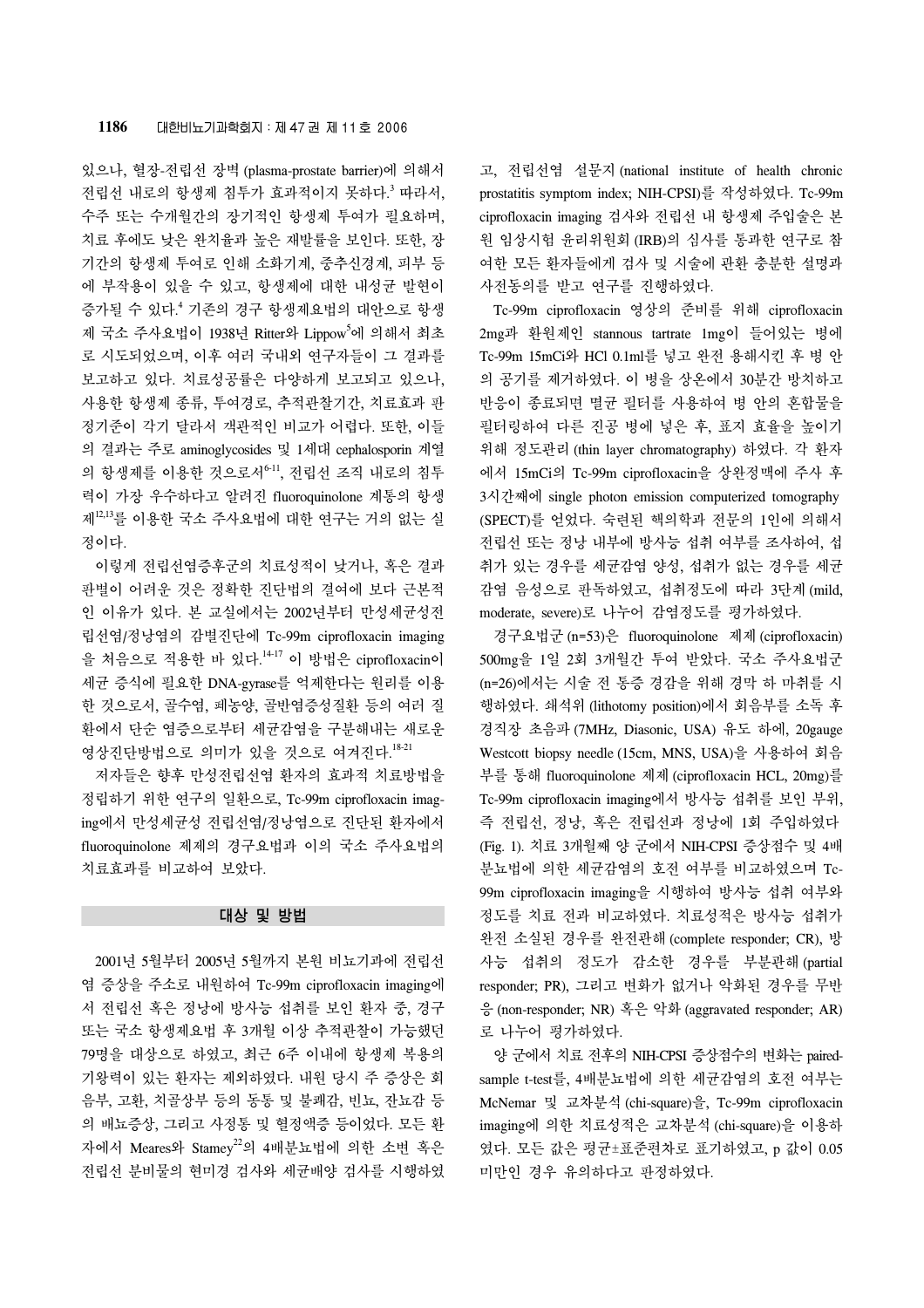있으나, 혈장-전립선 장벽 (plasma-prostate barrier)에 의해서 전립선 내로의 항생제 침투가 효과적이지 못하다.[3] 따라서, 수주 또는 수개월간의 장기적인 항생제 투여가 필요하며, 치료 후에도 낮은 완치율과 높은 재발률을 보인다. 또한, 장기간의 항생제 투여로 인해 소화기계, 중추신경계, 피부 등에 부작용이 있을 수 있고, 항생제에 대한 내성균 발현이 증가될 수 있다.[4] 기존의 경구 항생제요법의 대안으로 항생제 국소 주사요법이 1938년 Ritter와 Lippow[5]에 의해서 최초로 시도되었으며, 이후 여러 국내외 연구자들이 그 결과를 보고하고 있다. 치료성공률은 다양하게 보고되고 있으나, 사용한 항생제 종류, 투여경로, 추적관찰기간, 치료효과 판정기준이 각기 달라서 객관적인 비교가 어렵다. 또한, 이들의 결과는 주로 aminoglycosides 및 1세대 cephalosporin 계열의 항생제를 이용한 것으로서[6-11], 전립선 조직 내로의 침투력이 가장 우수하다고 알려진 fluoroquinolone 계통의 항생제[12,13]를 이용한 국소 주사요법에 대한 연구는 거의 없는 실정이다.

이렇게 전립선염증후군의 치료성적이 낮거나, 혹은 결과 판별이 어려운 것은 정확한 진단법의 결여에 보다 근본적인 이유가 있다. 본 교실에서는 2002년부터 만성세균성전립선염/정낭염의 감별진단에 Tc-99m ciprofloxacin imaging을 처음으로 적용한 바 있다.[14-17] 이 방법은 ciprofloxacin이 세균 증식에 필요한 DNA-gyrase를 억제한다는 원리를 이용한 것으로서, 골수염, 폐농양, 골반염증성질환 등의 여러 질환에서 단순 염증으로부터 세균감염을 구분해내는 새로운 영상진단방법으로 의미가 있을 것으로 여겨진다.[18-21]

저자들은 향후 만성전립선염 환자의 효과적 치료방법을 정립하기 위한 연구의 일환으로, Tc-99m ciprofloxacin imaging에서 만성세균성 전립선염/정낭염으로 진단된 환자에서 fluoroquinolone 제제의 경구요법과 이의 국소 주사요법의 치료효과를 비교하여 보았다.

## 대상 및 방법

2001년 5월부터 2005년 5월까지 본원 비뇨기과에 전립선염 증상을 주소로 내원하여 Tc-99m ciprofloxacin imaging에서 전립선 혹은 정낭에 방사능 섭취를 보인 환자 중, 경구 또는 국소 항생제요법 후 3개월 이상 추적관찰이 가능했던 79명을 대상으로 하였고, 최근 6주 이내에 항생제 복용의 기왕력이 있는 환자는 제외하였다. 내원 당시 주 증상은 회음부, 고환, 치골상부 등의 동통 및 불쾌감, 빈뇨, 잔뇨감 등의 배뇨증상, 그리고 사정통 및 혈정액증 등이었다. 모든 환자에서 Meares와 Stamey[22]의 4배분뇨법에 의한 소변 혹은 전립선 분비물의 현미경 검사와 세균배양 검사를 시행하였고, 전립선염 설문지 (national institute of health chronic prostatitis symptom index; NIH-CPSI)를 작성하였다. Tc-99m ciprofloxacin imaging 검사와 전립선 내 항생제 주입술은 본원 임상시험 윤리위원회 (IRB)의 심사를 통과한 연구로 참여한 모든 환자들에게 검사 및 시술에 관한 충분한 설명과 사전동의를 받고 연구를 진행하였다.

Tc-99m ciprofloxacin 영상의 준비를 위해 ciprofloxacin 2mg과 환원제인 stannous tartrate 1mg이 들어있는 병에 Tc-99m 15mCi와 HCl 0.1ml를 넣고 완전 용해시킨 후 병 안의 공기를 제거하였다. 이 병을 상온에서 30분간 방치하고 반응이 종료되면 멸균 필터를 사용하여 병 안의 혼합물을 필터링하여 다른 진공 병에 넣은 후, 표지 효율을 높이기 위해 정도관리 (thin layer chromatography) 하였다. 각 환자에서 15mCi의 Tc-99m ciprofloxacin을 상완정맥에 주사 후 3시간째에 single photon emission computerized tomography (SPECT)를 얻었다. 숙련된 핵의학과 전문의 1인에 의해서 전립선 또는 정낭 내부에 방사능 섭취 여부를 조사하여, 섭취가 있는 경우를 세균감염 양성, 섭취가 없는 경우를 세균감염 음성으로 판독하였고, 섭취정도에 따라 3단계 (mild, moderate, severe)로 나누어 감염정도를 평가하였다.

경구요법군 (n=53)은 fluoroquinolone 제제 (ciprofloxacin) 500mg을 1일 2회 3개월간 투여 받았다. 국소 주사요법군 (n=26)에서는 시술 전 통증 경감을 위해 경막 하 마취를 시행하였다. 쇄석위 (lithotomy position)에서 회음부를 소독 후 경직장 초음파 (7MHz, Diasonic, USA) 유도 하에, 20gauge Westcott biopsy needle (15cm, MNS, USA)을 사용하여 회음부를 통해 fluoroquinolone 제제 (ciprofloxacin HCL, 20mg)를 Tc-99m ciprofloxacin imaging에서 방사능 섭취를 보인 부위, 즉 전립선, 정낭, 혹은 전립선과 정낭에 1회 주입하였다 (Fig. 1). 치료 3개월째 양 군에서 NIH-CPSI 증상점수 및 4배분뇨법에 의한 세균감염의 호전 여부를 비교하였으며 Tc-99m ciprofloxacin imaging을 시행하여 방사능 섭취 여부와 정도를 치료 전과 비교하였다. 치료성적은 방사능 섭취가 완전 소실된 경우를 완전관해 (complete responder; CR), 방사능 섭취의 정도가 감소한 경우를 부분관해 (partial responder; PR), 그리고 변화가 없거나 악화된 경우를 무반응 (non-responder; NR) 혹은 악화 (aggravated responder; AR)로 나누어 평가하였다.

양 군에서 치료 전후의 NIH-CPSI 증상점수의 변화는 paired-sample t-test를, 4배분뇨법에 의한 세균감염의 호전 여부는 McNemar 및 교차분석 (chi-square)을, Tc-99m ciprofloxacin imaging에 의한 치료성적은 교차분석 (chi-square)을 이용하였다. 모든 값은 평균±표준편차로 표기하였고, p 값이 0.05 미만인 경우 유의하다고 판정하였다.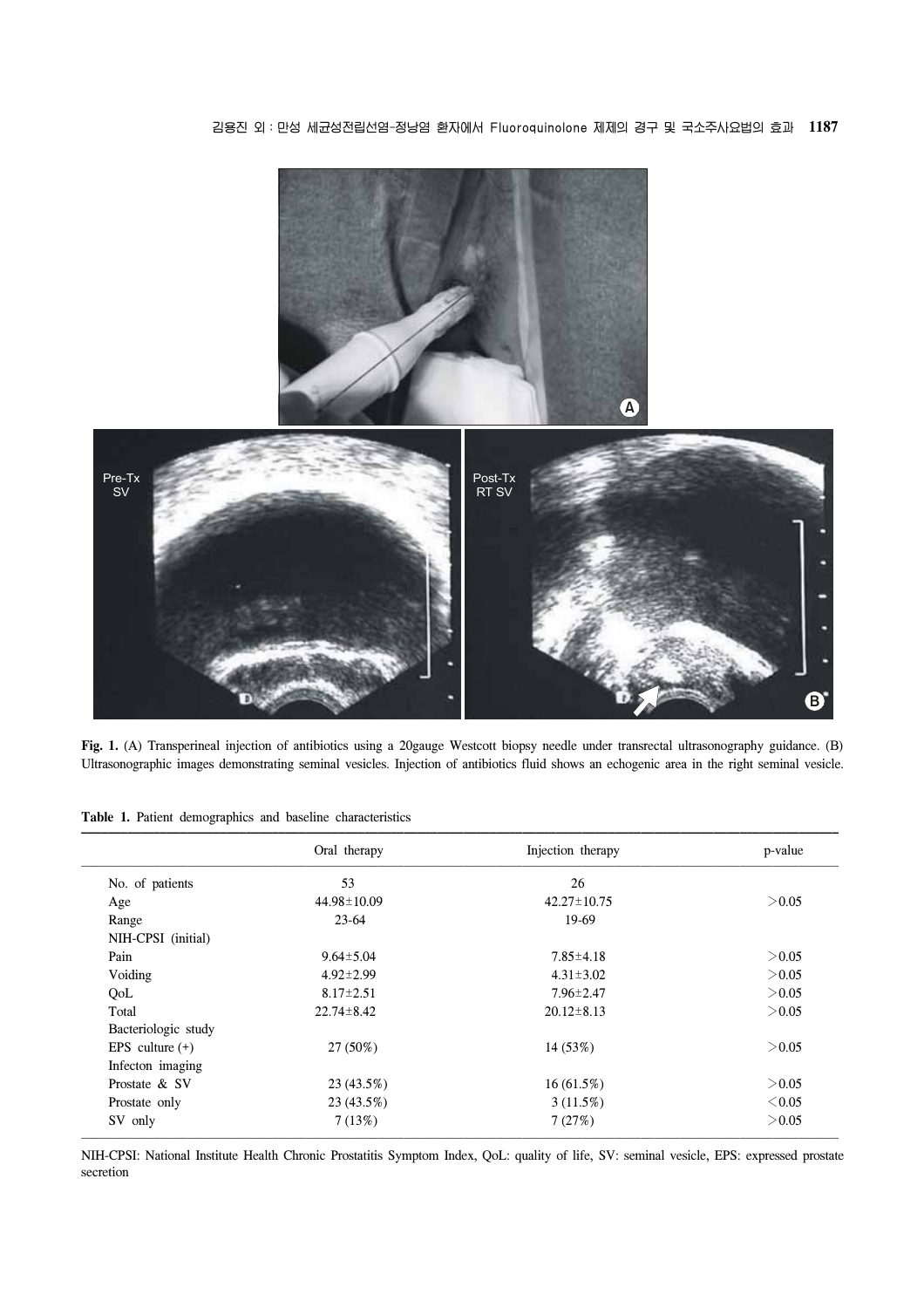**Fig. 1.** (A) Transperineal injection of antibiotics using a 20gauge Westcott biopsy needle under transrectal ultrasonography guidance. (B) Ultrasonographic images demonstrating seminal vesicles. Injection of antibiotics fluid shows an echogenic area in the right seminal vesicle.

**Table 1.** Patient demographics and baseline characteristics

| | Oral therapy | Injection therapy | p-value |
|---|---|---|---|
| No. of patients | 53 | 26 | |
| Age | 44.98±10.09 | 42.27±10.75 | >0.05 |
| Range | 23-64 | 19-69 | |
| NIH-CPSI (initial) | | | |
| Pain | 9.64±5.04 | 7.85±4.18 | >0.05 |
| Voiding | 4.92±2.99 | 4.31±3.02 | >0.05 |
| QoL | 8.17±2.51 | 7.96±2.47 | >0.05 |
| Total | 22.74±8.42 | 20.12±8.13 | >0.05 |
| Bacteriologic study | | | |
| EPS culture (+) | 27 (50%) | 14 (53%) | >0.05 |
| Infecton imaging | | | |
| Prostate & SV | 23 (43.5%) | 16 (61.5%) | >0.05 |
| Prostate only | 23 (43.5%) | 3 (11.5%) | <0.05 |
| SV only | 7 (13%) | 7 (27%) | >0.05 |

NIH-CPSI: National Institute Health Chronic Prostatitis Symptom Index, QoL: quality of life, SV: seminal vesicle, EPS: expressed prostate secretion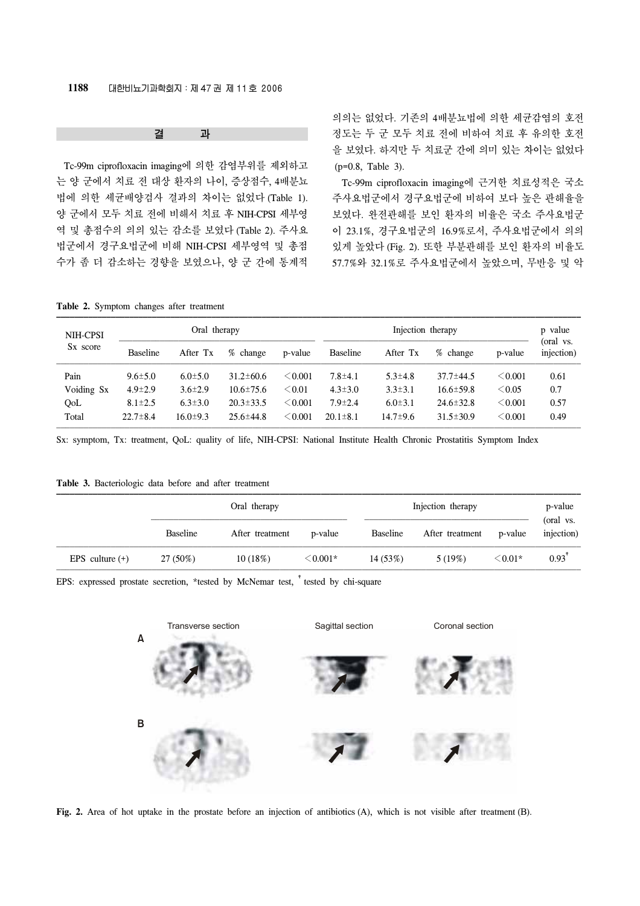## 결 과

Tc-99m ciprofloxacin imaging에 의한 감염부위를 제외하고는 양 군에서 치료 전 대상 환자의 나이, 증상점수, 4배분뇨법에 의한 세균배양검사 결과의 차이는 없었다 (Table 1). 양 군에서 모두 치료 전에 비해서 치료 후 NIH-CPSI 세부영역 및 총점수의 의의 있는 감소를 보였다 (Table 2). 주사요법군에서 경구요법군에 비해 NIH-CPSI 세부영역 및 총점수가 좀 더 감소하는 경향을 보였으나, 양 군 간에 통계적 의의는 없었다. 기존의 4배분뇨법에 의한 세균감염의 호전정도는 두 군 모두 치료 전에 비하여 치료 후 유의한 호전을 보였다. 하지만 두 치료군 간에 의미 있는 차이는 없었다 (p=0.8, Table 3).

Tc-99m ciprofloxacin imaging에 근거한 치료성적은 국소 주사요법군에서 경구요법군에 비하여 보다 높은 관해율을 보였다. 완전관해를 보인 환자의 비율은 국소 주사요법군이 23.1%, 경구요법군의 16.9%로서, 주사요법군에서 의의있게 높았다 (Fig. 2). 또한 부분관해를 보인 환자의 비율도 57.7%와 32.1%로 주사요법군에서 높았으며, 무반응 및 악

**Table 2.** Symptom changes after treatment

| NIH-CPSI Sx score | Oral therapy | | | | Injection therapy | | | | p value (oral vs. injection) |
|---|---|---|---|---|---|---|---|---|---|
| | Baseline | After Tx | % change | p-value | Baseline | After Tx | % change | p-value | |
| Pain | 9.6±5.0 | 6.0±5.0 | 31.2±60.6 | <0.001 | 7.8±4.1 | 5.3±4.8 | 37.7±44.5 | <0.001 | 0.61 |
| Voiding Sx | 4.9±2.9 | 3.6±2.9 | 10.6±75.6 | <0.01 | 4.3±3.0 | 3.3±3.1 | 16.6±59.8 | <0.05 | 0.7 |
| QoL | 8.1±2.5 | 6.3±3.0 | 20.3±33.5 | <0.001 | 7.9±2.4 | 6.0±3.1 | 24.6±32.8 | <0.001 | 0.57 |
| Total | 22.7±8.4 | 16.0±9.3 | 25.6±44.8 | <0.001 | 20.1±8.1 | 14.7±9.6 | 31.5±30.9 | <0.001 | 0.49 |

Sx: symptom, Tx: treatment, QoL: quality of life, NIH-CPSI: National Institute Health Chronic Prostatitis Symptom Index

**Table 3.** Bacteriologic data before and after treatment

| | Oral therapy | | | Injection therapy | | | p-value (oral vs. injection) |
|---|---|---|---|---|---|---|---|
| | Baseline | After treatment | p-value | Baseline | After treatment | p-value | |
| EPS culture (+) | 27 (50%) | 10 (18%) | <0.001* | 14 (53%) | 5 (19%) | <0.01* | 0.93† |

EPS: expressed prostate secretion, *tested by McNemar test, † tested by chi-square

Fig. 2. Area of hot uptake in the prostate before an injection of antibiotics (A), which is not visible after treatment (B).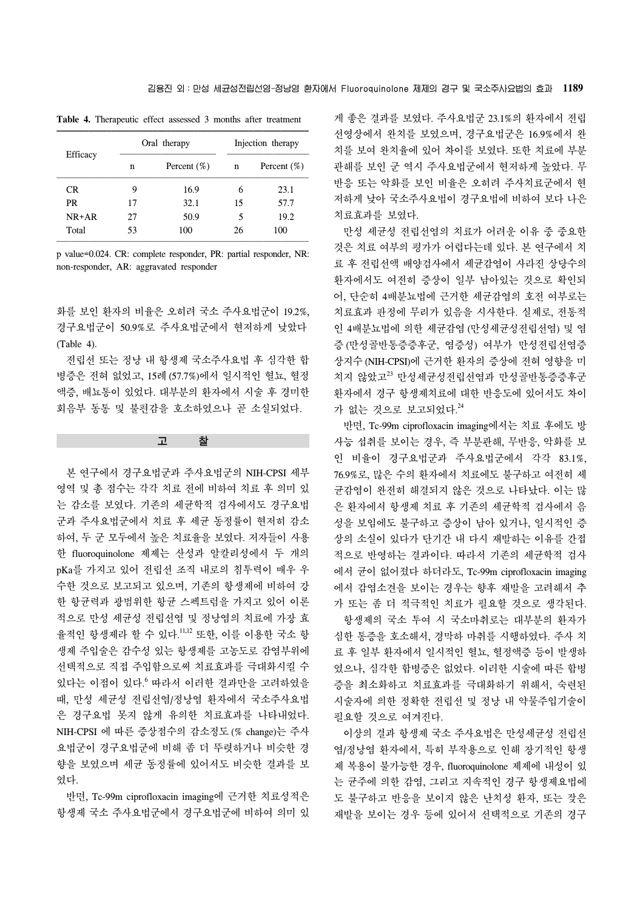**Table 4.** Therapeutic effect assessed 3 months after treatment

| Efficacy | Oral therapy | | Injection therapy | |
|---|---|---|---|---|
| | n | Percent (%) | n | Percent (%) |
| CR | 9 | 16.9 | 6 | 23.1 |
| PR | 17 | 32.1 | 15 | 57.7 |
| NR+AR | 27 | 50.9 | 5 | 19.2 |
| Total | 53 | 100 | 26 | 100 |

p value=0.024. CR: complete responder, PR: partial responder, NR: non-responder, AR: aggravated responder

화를 보인 환자의 비율은 오히려 국소 주사요법군이 19.2%, 경구요법군이 50.9%로 주사요법군에서 현저하게 낮았다 (Table 4).

전립선 또는 정낭 내 항생제 국소주사요법 후 심각한 합병증은 전혀 없었고, 15례 (57.7%)에서 일시적인 혈뇨, 혈정액증, 배뇨통이 있었다. 대부분의 환자에서 시술 후 경미한 회음부 동통 및 불편감을 호소하였으나 곧 소실되었다.

## 고 찰

본 연구에서 경구요법군과 주사요법군의 NIH-CPSI 세부 영역 및 총 점수는 각각 치료 전에 비하여 치료 후 의미 있는 감소를 보였다. 기존의 세균학적 검사에서도 경구요법군과 주사요법군에서 치료 후 세균 동정률이 현저히 감소하여, 두 군 모두에서 높은 치료율을 보였다. 저자들이 사용한 fluoroquinolone 제제는 산성과 알칼리성에서 두 개의 pKa를 가지고 있어 전립선 조직 내로의 침투력이 매우 우수한 것으로 보고되고 있으며, 기존의 항생제에 비하여 강한 항균력과 광범위한 항균 스펙트럼을 가지고 있어 이론적으로 만성 세균성 전립선염 및 정낭염의 치료에 가장 효율적인 항생제라 할 수 있다.[11,12] 또한, 이를 이용한 국소 항생제 주입술은 감수성 있는 항생제를 고농도로 감염부위에 선택적으로 직접 주입함으로써 치료효과를 극대화시킬 수 있다는 이점이 있다.[6] 따라서 이러한 결과만을 고려하였을 때, 만성 세균성 전립선염/정낭염 환자에서 국소주사요법은 경구요법 못지 않게 유의한 치료효과를 나타내었다. NIH-CPSI 에 따른 증상점수의 감소정도 (% change)는 주사요법군이 경구요법군에 비해 좀 더 뚜렷하거나 비슷한 경향을 보였으며 세균 동정률에 있어서도 비슷한 결과를 보였다.

반면, Tc-99m ciprofloxacin imaging에 근거한 치료성적은 항생제 국소 주사요법군에서 경구요법군에 비하여 의미 있게 좋은 결과를 보였다. 주사요법군 23.1%의 환자에서 전립선영상에서 완치를 보였으며, 경구요법군은 16.9%에서 완치를 보여 완치율에 있어 차이를 보였다. 또한 치료에 부분관해를 보인 군 역시 주사요법군에서 현저하게 높았다. 무반응 또는 악화를 보인 비율은 오히려 주사치료군에서 현저하게 낮아 국소주사요법이 경구요법에 비하여 보다 나은 치료효과를 보였다.

만성 세균성 전립선염의 치료가 어려운 이유 중 중요한 것은 치료 여부의 평가가 어렵다는데 있다. 본 연구에서 치료 후 전립선액 배양검사에서 세균감염이 사라진 상당수의 환자에서도 여전히 증상이 일부 남아있는 것으로 확인되어, 단순히 4배분뇨법에 근거한 세균감염의 호전 여부로는 치료효과 판정에 무리가 있음을 시사한다. 실제로, 전통적인 4배분뇨법에 의한 세균감염 (만성세균성전립선염) 및 염증 (만성골반통증증후군, 염증성) 여부가 만성전립선염증상지수 (NIH-CPSI)에 근거한 환자의 증상에 전혀 영향을 미치지 않았고[23] 만성세균성전립선염과 만성골반통증증후군 환자에서 경구 항생제치료에 대한 반응도에 있어서도 차이가 없는 것으로 보고되었다.[24]

반면, Tc-99m ciprofloxacin imaging에서는 치료 후에도 방사능 섭취를 보이는 경우, 즉 부분관해, 무반응, 악화를 보인 비율이 경구요법군과 주사요법군에서 각각 83.1%, 76.9%로, 많은 수의 환자에서 치료에도 불구하고 여전히 세균감염이 완전히 해결되지 않은 것으로 나타났다. 이는 많은 환자에서 항생제 치료 후 기존의 세균학적 검사에서 음성을 보임에도 불구하고 증상이 남아 있거나, 일시적인 증상의 소실이 있다가 단기간 내 다시 재발하는 이유를 간접적으로 반영하는 결과이다. 따라서 기존의 세균학적 검사에서 균이 없어졌다 하더라도, Tc-99m ciprofloxacin imaging에서 감염소견을 보이는 경우는 향후 재발을 고려해서 추가 또는 좀 더 적극적인 치료가 필요할 것으로 생각된다.

항생제의 국소 투여 시 국소마취로는 대부분의 환자가 심한 통증을 호소해서, 경막하 마취를 시행하였다. 주사 치료 후 일부 환자에서 일시적인 혈뇨, 혈정액증 등이 발생하였으나, 심각한 합병증은 없었다. 이러한 시술에 따른 합병증을 최소화하고 치료효과를 극대화하기 위해서, 숙련된 시술자에 의한 정확한 전립선 및 정낭 내 약물주입기술이 필요할 것으로 여겨진다.

이상의 결과 항생제 국소 주사요법은 만성세균성 전립선염/정낭염 환자에서, 특히 부작용으로 인해 장기적인 항생제 복용이 불가능한 경우, fluoroquinolone 제제에 내성이 있는 균주에 의한 감염, 그리고 지속적인 경구 항생제요법에도 불구하고 반응을 보이지 않은 난치성 환자, 또는 잦은 재발을 보이는 경우 등에 있어서 선택적으로 기존의 경구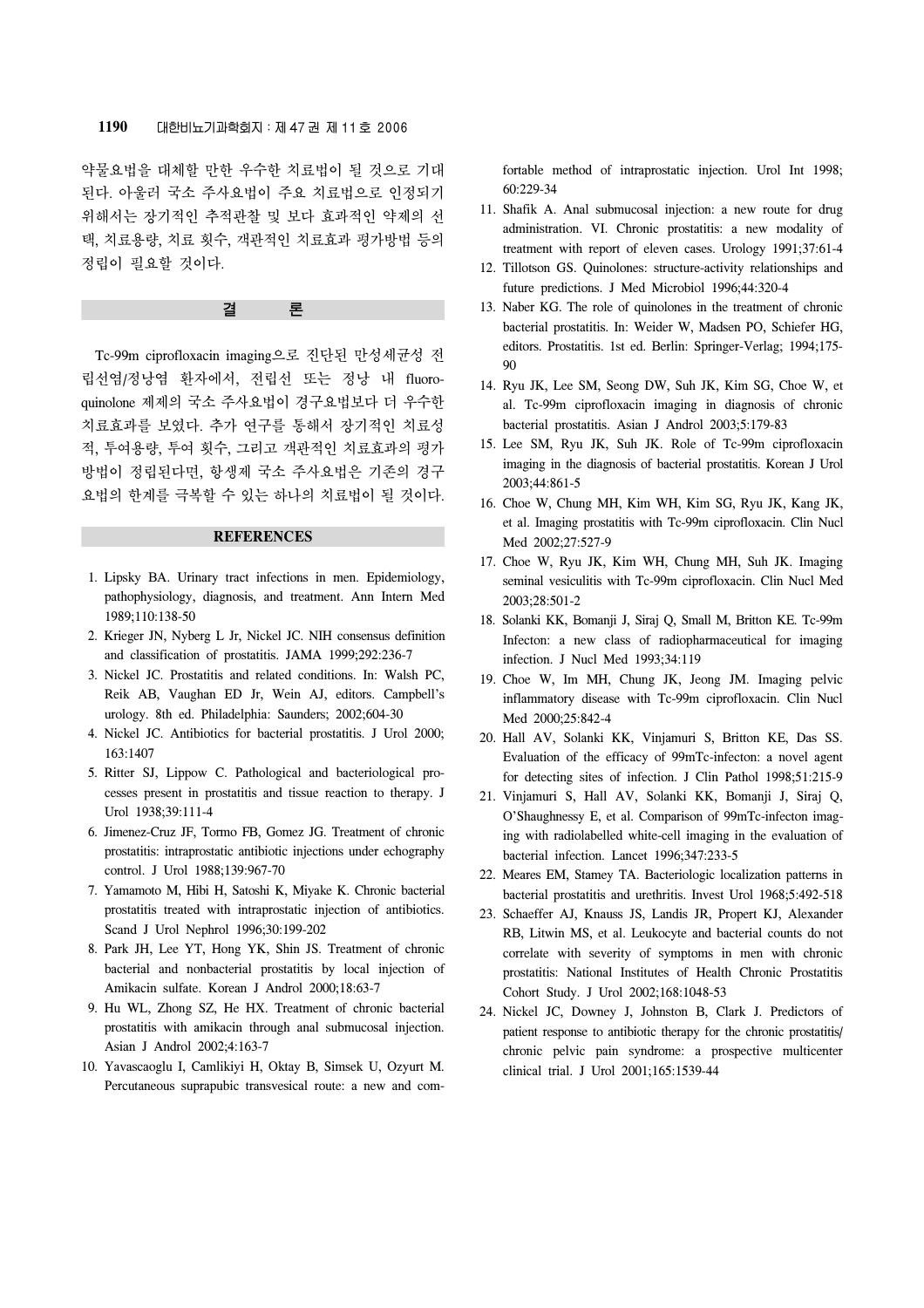약물요법을 대체할 만한 우수한 치료법이 될 것으로 기대된다. 아울러 국소 주사요법이 주요 치료법으로 인정되기 위해서는 장기적인 추적관찰 및 보다 효과적인 약제의 선택, 치료용량, 치료 횟수, 객관적인 치료효과 평가방법 등의 정립이 필요할 것이다.

## 결　　론

Tc-99m ciprofloxacin imaging으로 진단된 만성세균성 전립선염/정낭염 환자에서, 전립선 또는 정낭 내 fluoroquinolone 제제의 국소 주사요법이 경구요법보다 더 우수한 치료효과를 보였다. 추가 연구를 통해서 장기적인 치료성적, 투여용량, 투여 횟수, 그리고 객관적인 치료효과의 평가방법이 정립된다면, 항생제 국소 주사요법은 기존의 경구요법의 한계를 극복할 수 있는 하나의 치료법이 될 것이다.

## REFERENCES

1. Lipsky BA. Urinary tract infections in men. Epidemiology, pathophysiology, diagnosis, and treatment. Ann Intern Med 1989;110:138-50
2. Krieger JN, Nyberg L Jr, Nickel JC. NIH consensus definition and classification of prostatitis. JAMA 1999;292:236-7
3. Nickel JC. Prostatitis and related conditions. In: Walsh PC, Reik AB, Vaughan ED Jr, Wein AJ, editors. Campbell's urology. 8th ed. Philadelphia: Saunders; 2002;604-30
4. Nickel JC. Antibiotics for bacterial prostatitis. J Urol 2000; 163:1407
5. Ritter SJ, Lippow C. Pathological and bacteriological processes present in prostatitis and tissue reaction to therapy. J Urol 1938;39:111-4
6. Jimenez-Cruz JF, Tormo FB, Gomez JG. Treatment of chronic prostatitis: intraprostatic antibiotic injections under echography control. J Urol 1988;139:967-70
7. Yamamoto M, Hibi H, Satoshi K, Miyake K. Chronic bacterial prostatitis treated with intraprostatic injection of antibiotics. Scand J Urol Nephrol 1996;30:199-202
8. Park JH, Lee YT, Hong YK, Shin JS. Treatment of chronic bacterial and nonbacterial prostatitis by local injection of Amikacin sulfate. Korean J Androl 2000;18:63-7
9. Hu WL, Zhong SZ, He HX. Treatment of chronic bacterial prostatitis with amikacin through anal submucosal injection. Asian J Androl 2002;4:163-7
10. Yavascaoglu I, Camlikiyi H, Oktay B, Simsek U, Ozyurt M. Percutaneous suprapubic transvesical route: a new and comfortable method of intraprostatic injection. Urol Int 1998; 60:229-34
11. Shafik A. Anal submucosal injection: a new route for drug administration. VI. Chronic prostatitis: a new modality of treatment with report of eleven cases. Urology 1991;37:61-4
12. Tillotson GS. Quinolones: structure-activity relationships and future predictions. J Med Microbiol 1996;44:320-4
13. Naber KG. The role of quinolones in the treatment of chronic bacterial prostatitis. In: Weider W, Madsen PO, Schiefer HG, editors. Prostatitis. 1st ed. Berlin: Springer-Verlag; 1994;175-90
14. Ryu JK, Lee SM, Seong DW, Suh JK, Kim SG, Choe W, et al. Tc-99m ciprofloxacin imaging in diagnosis of chronic bacterial prostatitis. Asian J Androl 2003;5:179-83
15. Lee SM, Ryu JK, Suh JK. Role of Tc-99m ciprofloxacin imaging in the diagnosis of bacterial prostatitis. Korean J Urol 2003;44:861-5
16. Choe W, Chung MH, Kim WH, Kim SG, Ryu JK, Kang JK, et al. Imaging prostatitis with Tc-99m ciprofloxacin. Clin Nucl Med 2002;27:527-9
17. Choe W, Ryu JK, Kim WH, Chung MH, Suh JK. Imaging seminal vesiculitis with Tc-99m ciprofloxacin. Clin Nucl Med 2003;28:501-2
18. Solanki KK, Bomanji J, Siraj Q, Small M, Britton KE. Tc-99m Infecton: a new class of radiopharmaceutical for imaging infection. J Nucl Med 1993;34:119
19. Choe W, Im MH, Chung JK, Jeong JM. Imaging pelvic inflammatory disease with Tc-99m ciprofloxacin. Clin Nucl Med 2000;25:842-4
20. Hall AV, Solanki KK, Vinjamuri S, Britton KE, Das SS. Evaluation of the efficacy of 99mTc-infecton: a novel agent for detecting sites of infection. J Clin Pathol 1998;51:215-9
21. Vinjamuri S, Hall AV, Solanki KK, Bomanji J, Siraj Q, O'Shaughnessy E, et al. Comparison of 99mTc-infecton imaging with radiolabelled white-cell imaging in the evaluation of bacterial infection. Lancet 1996;347:233-5
22. Meares EM, Stamey TA. Bacteriologic localization patterns in bacterial prostatitis and urethritis. Invest Urol 1968;5:492-518
23. Schaeffer AJ, Knauss JS, Landis JR, Propert KJ, Alexander RB, Litwin MS, et al. Leukocyte and bacterial counts do not correlate with severity of symptoms in men with chronic prostatitis: National Institutes of Health Chronic Prostatitis Cohort Study. J Urol 2002;168:1048-53
24. Nickel JC, Downey J, Johnston B, Clark J. Predictors of patient response to antibiotic therapy for the chronic prostatitis/chronic pelvic pain syndrome: a prospective multicenter clinical trial. J Urol 2001;165:1539-44